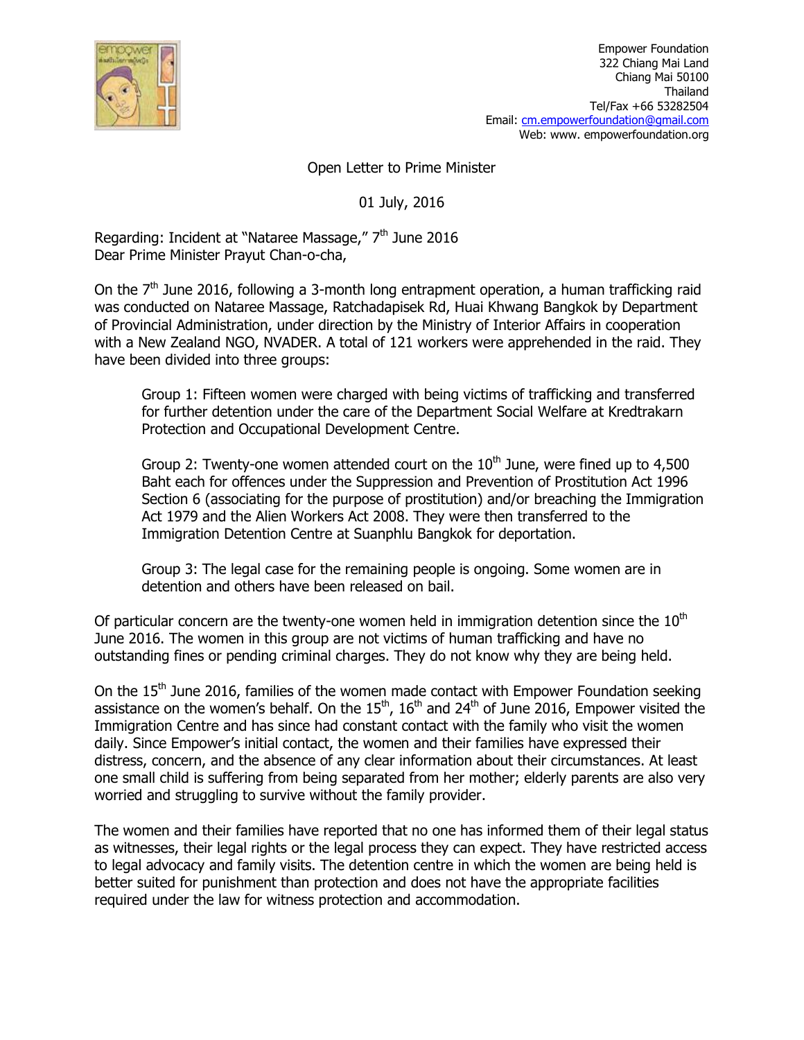Empower Foundation
322 Chiang Mai Land
Chiang Mai 50100
Thailand
Tel/Fax +66 53282504
Email: cm.empowerfoundation@gmail.com
Web: www. empowerfoundation.org

Open Letter to Prime Minister

01 July, 2016

Regarding: Incident at "Nataree Massage," 7th June 2016
Dear Prime Minister Prayut Chan-o-cha,

On the 7th June 2016, following a 3-month long entrapment operation, a human trafficking raid was conducted on Nataree Massage, Ratchadapisek Rd, Huai Khwang Bangkok by Department of Provincial Administration, under direction by the Ministry of Interior Affairs in cooperation with a New Zealand NGO, NVADER. A total of 121 workers were apprehended in the raid. They have been divided into three groups:

> Group 1: Fifteen women were charged with being victims of trafficking and transferred for further detention under the care of the Department Social Welfare at Kredtrakarn Protection and Occupational Development Centre.
>
> Group 2: Twenty-one women attended court on the 10th June, were fined up to 4,500 Baht each for offences under the Suppression and Prevention of Prostitution Act 1996 Section 6 (associating for the purpose of prostitution) and/or breaching the Immigration Act 1979 and the Alien Workers Act 2008. They were then transferred to the Immigration Detention Centre at Suanphlu Bangkok for deportation.
>
> Group 3: The legal case for the remaining people is ongoing. Some women are in detention and others have been released on bail.

Of particular concern are the twenty-one women held in immigration detention since the 10th June 2016. The women in this group are not victims of human trafficking and have no outstanding fines or pending criminal charges. They do not know why they are being held.

On the 15th June 2016, families of the women made contact with Empower Foundation seeking assistance on the women's behalf. On the 15th, 16th and 24th of June 2016, Empower visited the Immigration Centre and has since had constant contact with the family who visit the women daily. Since Empower's initial contact, the women and their families have expressed their distress, concern, and the absence of any clear information about their circumstances. At least one small child is suffering from being separated from her mother; elderly parents are also very worried and struggling to survive without the family provider.

The women and their families have reported that no one has informed them of their legal status as witnesses, their legal rights or the legal process they can expect. They have restricted access to legal advocacy and family visits. The detention centre in which the women are being held is better suited for punishment than protection and does not have the appropriate facilities required under the law for witness protection and accommodation.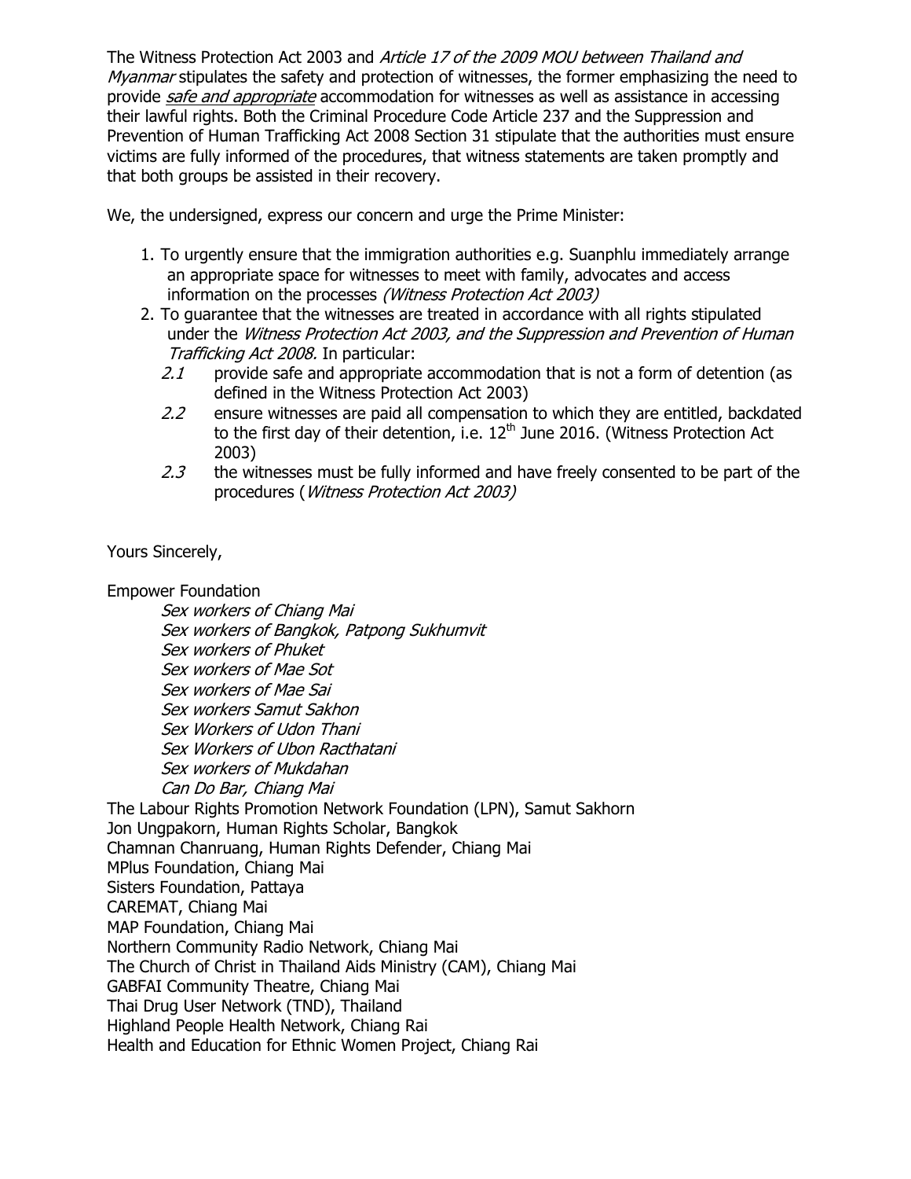The Witness Protection Act 2003 and *Article 17 of the 2009 MOU between Thailand and Myanmar* stipulates the safety and protection of witnesses, the former emphasizing the need to provide *safe and appropriate* accommodation for witnesses as well as assistance in accessing their lawful rights. Both the Criminal Procedure Code Article 237 and the Suppression and Prevention of Human Trafficking Act 2008 Section 31 stipulate that the authorities must ensure victims are fully informed of the procedures, that witness statements are taken promptly and that both groups be assisted in their recovery.

We, the undersigned, express our concern and urge the Prime Minister:

1. To urgently ensure that the immigration authorities e.g. Suanphlu immediately arrange an appropriate space for witnesses to meet with family, advocates and access information on the processes *(Witness Protection Act 2003)*
2. To guarantee that the witnesses are treated in accordance with all rights stipulated under the *Witness Protection Act 2003, and the Suppression and Prevention of Human Trafficking Act 2008.* In particular:
   - *2.1* provide safe and appropriate accommodation that is not a form of detention (as defined in the Witness Protection Act 2003)
   - *2.2* ensure witnesses are paid all compensation to which they are entitled, backdated to the first day of their detention, i.e. 12th June 2016. (Witness Protection Act 2003)
   - *2.3* the witnesses must be fully informed and have freely consented to be part of the procedures (*Witness Protection Act 2003)*

Yours Sincerely,

Empower Foundation

*Sex workers of Chiang Mai*
*Sex workers of Bangkok, Patpong Sukhumvit*
*Sex workers of Phuket*
*Sex workers of Mae Sot*
*Sex workers of Mae Sai*
*Sex workers Samut Sakhon*
*Sex Workers of Udon Thani*
*Sex Workers of Ubon Racthatani*
*Sex workers of Mukdahan*
*Can Do Bar, Chiang Mai*

The Labour Rights Promotion Network Foundation (LPN), Samut Sakhorn
Jon Ungpakorn, Human Rights Scholar, Bangkok
Chamnan Chanruang, Human Rights Defender, Chiang Mai
MPlus Foundation, Chiang Mai
Sisters Foundation, Pattaya
CAREMAT, Chiang Mai
MAP Foundation, Chiang Mai
Northern Community Radio Network, Chiang Mai
The Church of Christ in Thailand Aids Ministry (CAM), Chiang Mai
GABFAI Community Theatre, Chiang Mai
Thai Drug User Network (TND), Thailand
Highland People Health Network, Chiang Rai
Health and Education for Ethnic Women Project, Chiang Rai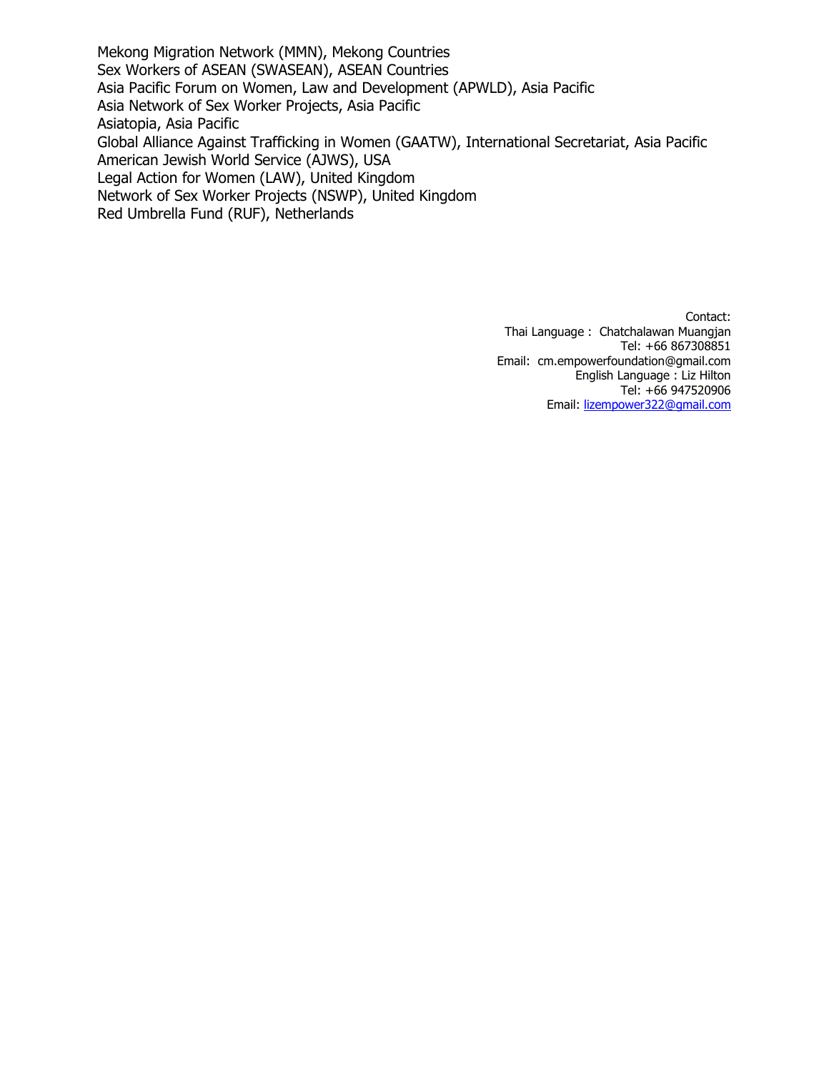Mekong Migration Network (MMN), Mekong Countries
Sex Workers of ASEAN (SWASEAN), ASEAN Countries
Asia Pacific Forum on Women, Law and Development (APWLD), Asia Pacific
Asia Network of Sex Worker Projects, Asia Pacific
Asiatopia, Asia Pacific
Global Alliance Against Trafficking in Women (GAATW), International Secretariat, Asia Pacific
American Jewish World Service (AJWS), USA
Legal Action for Women (LAW), United Kingdom
Network of Sex Worker Projects (NSWP), United Kingdom
Red Umbrella Fund (RUF), Netherlands

Contact:
Thai Language : Chatchalawan Muangjan
Tel: +66 867308851
Email: cm.empowerfoundation@gmail.com
English Language : Liz Hilton
Tel: +66 947520906
Email: lizempower322@gmail.com